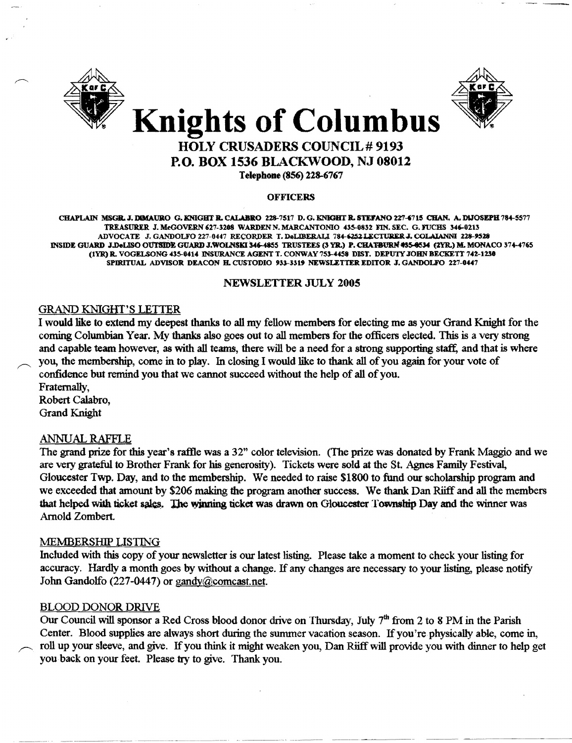# Knights of Columbus

## HOLY CRUSADERS COUNCIL # 9193
## P.O. BOX 1536 BLACKWOOD, NJ 08012

Telephone (856) 228-6767

### OFFICERS

CHAPLAIN MSGR. J. DIMAURO G. KNIGHT R. CALABRO 228-7517 D. G. KNIGHT R. STEFANO 227-6715 CHAN. A. DIJOSEPH 784-5577 TREASURER J. McGOVERN 627-3208 WARDEN N. MARCANTONIO 435-0832 FIN. SEC. G. FUCHS 346-0213 ADVOCATE J. GANDOLFO 227-0447 RECORDER T. DeLIBERALI 784-6252 LECTURER J. COLAIANNI 228-9528 INSIDE GUARD J.DeLISO OUTSIDE GUARD J.WOLNSKI 346-4855 TRUSTEES (3 YR.) P. CHATBURN 435-0534 (2YR.) M. MONACO 374-4765 (1YR) R. VOGELSONG 435-0414 INSURANCE AGENT T. CONWAY 753-4458 DIST. DEPUTY JOHN BECKETT 742-1230 SPIRITUAL ADVISOR DEACON H. CUSTODIO 933-3319 NEWSLETTER EDITOR J. GANDOLFO 227-0447

### NEWSLETTER JULY 2005

**GRAND KNIGHT'S LETTER**

I would like to extend my deepest thanks to all my fellow members for electing me as your Grand Knight for the coming Columbian Year. My thanks also goes out to all members for the officers elected. This is a very strong and capable team however, as with all teams, there will be a need for a strong supporting staff, and that is where you, the membership, come in to play. In closing I would like to thank all of you again for your vote of confidence but remind you that we cannot succeed without the help of all of you.

Fraternally,
Robert Calabro,
Grand Knight

**ANNUAL RAFFLE**

The grand prize for this year's raffle was a 32" color television. (The prize was donated by Frank Maggio and we are very grateful to Brother Frank for his generosity). Tickets were sold at the St. Agnes Family Festival, Gloucester Twp. Day, and to the membership. We needed to raise $1800 to fund our scholarship program and we exceeded that amount by $206 making the program another success. We thank Dan Riiff and all the members that helped with ticket sales. The winning ticket was drawn on Gloucester Township Day and the winner was Arnold Zombert.

**MEMBERSHIP LISTING**

Included with this copy of your newsletter is our latest listing. Please take a moment to check your listing for accuracy. Hardly a month goes by without a change. If any changes are necessary to your listing, please notify John Gandolfo (227-0447) or gandy@comcast.net.

**BLOOD DONOR DRIVE**

Our Council will sponsor a Red Cross blood donor drive on Thursday, July 7th from 2 to 8 PM in the Parish Center. Blood supplies are always short during the summer vacation season. If you're physically able, come in, roll up your sleeve, and give. If you think it might weaken you, Dan Riiff will provide you with dinner to help get you back on your feet. Please try to give. Thank you.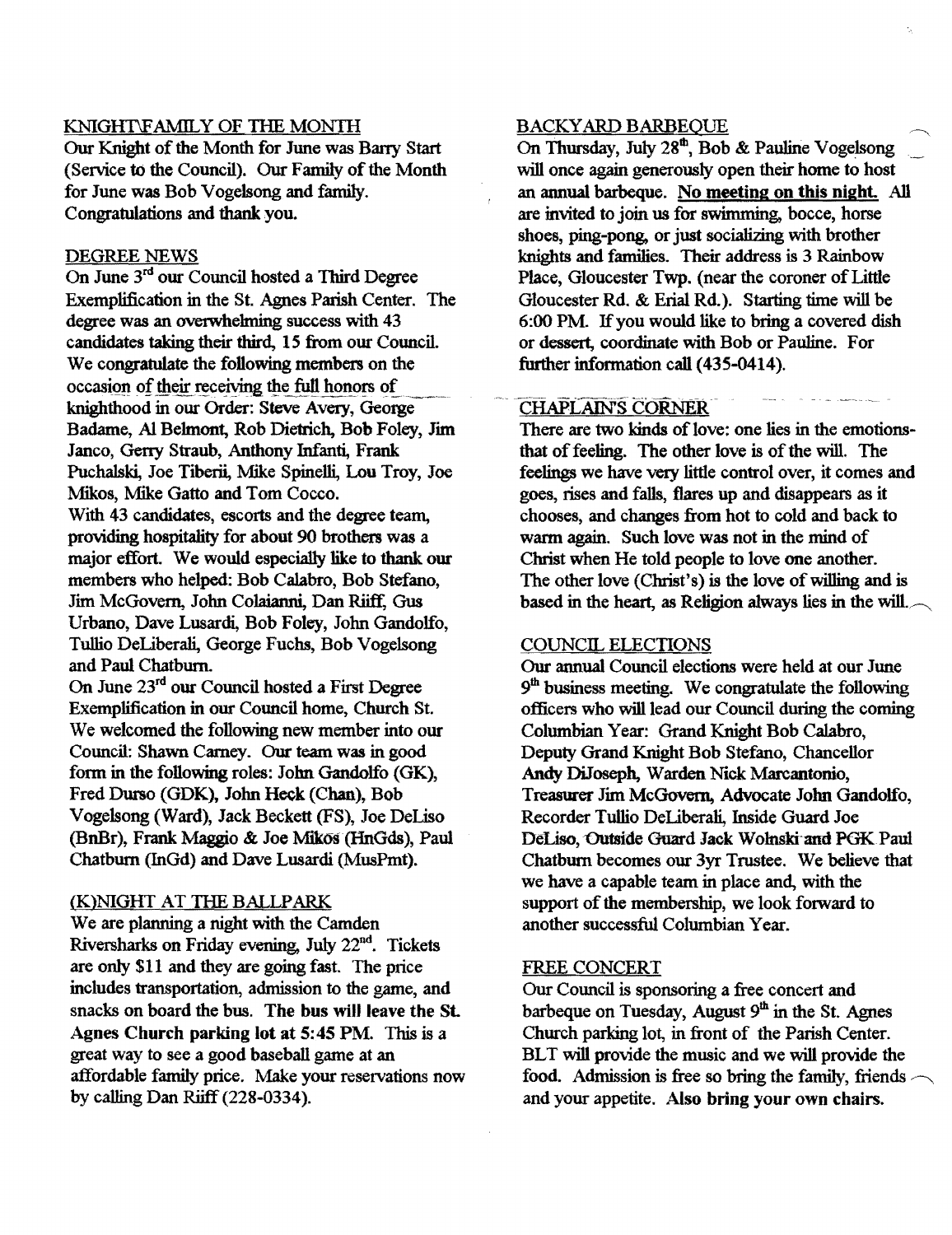## KNIGHT\FAMILY OF THE MONTH

Our Knight of the Month for June was Barry Start (Service to the Council). Our Family of the Month for June was Bob Vogelsong and family. Congratulations and thank you.

## DEGREE NEWS

On June 3rd our Council hosted a Third Degree Exemplification in the St. Agnes Parish Center. The degree was an overwhelming success with 43 candidates taking their third, 15 from our Council. We congratulate the following members on the occasion of their receiving the full honors of knighthood in our Order: Steve Avery, George Badame, Al Belmont, Rob Dietrich, Bob Foley, Jim Janco, Gerry Straub, Anthony Infanti, Frank Puchalski, Joe Tiberii, Mike Spinelli, Lou Troy, Joe Mikos, Mike Gatto and Tom Cocco.

With 43 candidates, escorts and the degree team, providing hospitality for about 90 brothers was a major effort. We would especially like to thank our members who helped: Bob Calabro, Bob Stefano, Jim McGovern, John Colaianni, Dan Riiff, Gus Urbano, Dave Lusardi, Bob Foley, John Gandolfo, Tullio DeLiberali, George Fuchs, Bob Vogelsong and Paul Chatburn.

On June 23rd our Council hosted a First Degree Exemplification in our Council home, Church St. We welcomed the following new member into our Council: Shawn Carney. Our team was in good form in the following roles: John Gandolfo (GK), Fred Durso (GDK), John Heck (Chan), Bob Vogelsong (Ward), Jack Beckett (FS), Joe DeLiso (BnBr), Frank Maggio & Joe Mikos (HnGds), Paul Chatburn (InGd) and Dave Lusardi (MusPmt).

## (K)NIGHT AT THE BALLPARK

We are planning a night with the Camden Riversharks on Friday evening, July 22nd. Tickets are only $11 and they are going fast. The price includes transportation, admission to the game, and snacks on board the bus. **The bus will leave the St. Agnes Church parking lot at 5:45 PM.** This is a great way to see a good baseball game at an affordable family price. Make your reservations now by calling Dan Riiff (228-0334).

## BACKYARD BARBEQUE

On Thursday, July 28th, Bob & Pauline Vogelsong will once again generously open their home to host an annual barbeque. **No meeting on this night.** All are invited to join us for swimming, bocce, horse shoes, ping-pong, or just socializing with brother knights and families. Their address is 3 Rainbow Place, Gloucester Twp. (near the coroner of Little Gloucester Rd. & Erial Rd.). Starting time will be 6:00 PM. If you would like to bring a covered dish or dessert, coordinate with Bob or Pauline. For further information call (435-0414).

## CHAPLAIN'S CORNER

There are two kinds of love: one lies in the emotions-that of feeling. The other love is of the will. The feelings we have very little control over, it comes and goes, rises and falls, flares up and disappears as it chooses, and changes from hot to cold and back to warm again. Such love was not in the mind of Christ when He told people to love one another. The other love (Christ's) is the love of willing and is based in the heart, as Religion always lies in the will.

## COUNCIL ELECTIONS

Our annual Council elections were held at our June 9th business meeting. We congratulate the following officers who will lead our Council during the coming Columbian Year: Grand Knight Bob Calabro, Deputy Grand Knight Bob Stefano, Chancellor Andy DiJoseph, Warden Nick Marcantonio, Treasurer Jim McGovern, Advocate John Gandolfo, Recorder Tullio DeLiberali, Inside Guard Joe DeLiso, Outside Guard Jack Wolnski and PGK Paul Chatburn becomes our 3yr Trustee. We believe that we have a capable team in place and, with the support of the membership, we look forward to another successful Columbian Year.

## FREE CONCERT

Our Council is sponsoring a free concert and barbeque on Tuesday, August 9th in the St. Agnes Church parking lot, in front of the Parish Center. BLT will provide the music and we will provide the food. Admission is free so bring the family, friends and your appetite. **Also bring your own chairs.**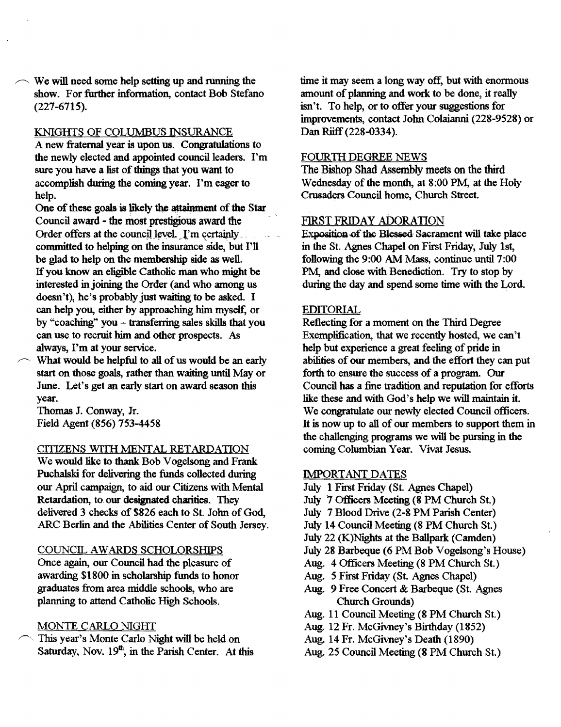We will need some help setting up and running the show. For further information, contact Bob Stefano (227-6715).

## KNIGHTS OF COLUMBUS INSURANCE

A new fraternal year is upon us. Congratulations to the newly elected and appointed council leaders. I'm sure you have a list of things that you want to accomplish during the coming year. I'm eager to help.

One of these goals is likely the attainment of the Star Council award - the most prestigious award the Order offers at the council level. I'm certainly committed to helping on the insurance side, but I'll be glad to help on the membership side as well.

If you know an eligible Catholic man who might be interested in joining the Order (and who among us doesn't), he's probably just waiting to be asked. I can help you, either by approaching him myself, or by "coaching" you – transferring sales skills that you can use to recruit him and other prospects. As always, I'm at your service.

What would be helpful to all of us would be an early start on those goals, rather than waiting until May or June. Let's get an early start on award season this year.

Thomas J. Conway, Jr.
Field Agent (856) 753-4458

## CITIZENS WITH MENTAL RETARDATION

We would like to thank Bob Vogelsong and Frank Puchalski for delivering the funds collected during our April campaign, to aid our Citizens with Mental Retardation, to our designated charities. They delivered 3 checks of $826 each to St. John of God, ARC Berlin and the Abilities Center of South Jersey.

## COUNCIL AWARDS SCHOLORSHIPS

Once again, our Council had the pleasure of awarding $1800 in scholarship funds to honor graduates from area middle schools, who are planning to attend Catholic High Schools.

## MONTE CARLO NIGHT

This year's Monte Carlo Night will be held on Saturday, Nov. 19th, in the Parish Center. At this time it may seem a long way off, but with enormous amount of planning and work to be done, it really isn't. To help, or to offer your suggestions for improvements, contact John Colaianni (228-9528) or Dan Riiff (228-0334).

## FOURTH DEGREE NEWS

The Bishop Shad Assembly meets on the third Wednesday of the month, at 8:00 PM, at the Holy Crusaders Council home, Church Street.

## FIRST FRIDAY ADORATION

Exposition of the Blessed Sacrament will take place in the St. Agnes Chapel on First Friday, July 1st, following the 9:00 AM Mass, continue until 7:00 PM, and close with Benediction. Try to stop by during the day and spend some time with the Lord.

## EDITORIAL

Reflecting for a moment on the Third Degree Exemplification, that we recently hosted, we can't help but experience a great feeling of pride in abilities of our members, and the effort they can put forth to ensure the success of a program. Our Council has a fine tradition and reputation for efforts like these and with God's help we will maintain it. We congratulate our newly elected Council officers. It is now up to all of our members to support them in the challenging programs we will be pursing in the coming Columbian Year. Vivat Jesus.

## IMPORTANT DATES

- July 1 First Friday (St. Agnes Chapel)
- July 7 Officers Meeting (8 PM Church St.)
- July 7 Blood Drive (2-8 PM Parish Center)
- July 14 Council Meeting (8 PM Church St.)
- July 22 (K)Nights at the Ballpark (Camden)
- July 28 Barbeque (6 PM Bob Vogelsong's House)
- Aug. 4 Officers Meeting (8 PM Church St.)
- Aug. 5 First Friday (St. Agnes Chapel)
- Aug. 9 Free Concert & Barbeque (St. Agnes Church Grounds)
- Aug. 11 Council Meeting (8 PM Church St.)
- Aug. 12 Fr. McGivney's Birthday (1852)
- Aug. 14 Fr. McGivney's Death (1890)
- Aug. 25 Council Meeting (8 PM Church St.)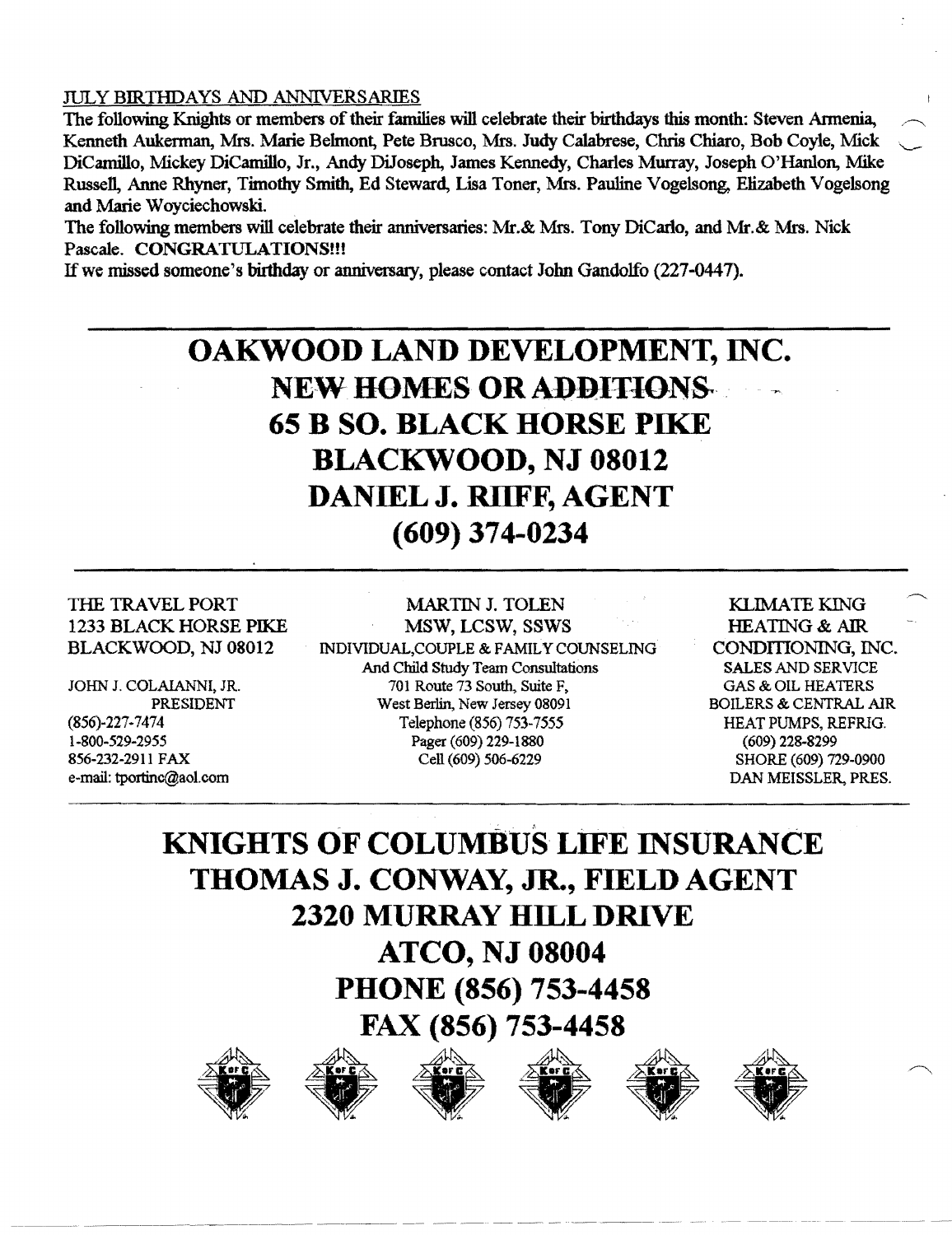JULY BIRTHDAYS AND ANNIVERSARIES

The following Knights or members of their families will celebrate their birthdays this month: Steven Armenia, Kenneth Aukerman, Mrs. Marie Belmont, Pete Brusco, Mrs. Judy Calabrese, Chris Chiaro, Bob Coyle, Mick DiCamillo, Mickey DiCamillo, Jr., Andy DiJoseph, James Kennedy, Charles Murray, Joseph O'Hanlon, Mike Russell, Anne Rhyner, Timothy Smith, Ed Steward, Lisa Toner, Mrs. Pauline Vogelsong, Elizabeth Vogelsong and Marie Woyciechowski.

The following members will celebrate their anniversaries: Mr.& Mrs. Tony DiCarlo, and Mr.& Mrs. Nick Pascale. **CONGRATULATIONS!!!**

If we missed someone's birthday or anniversary, please contact John Gandolfo (227-0447).

---

## OAKWOOD LAND DEVELOPMENT, INC.
## NEW HOMES OR ADDITIONS
## 65 B SO. BLACK HORSE PIKE
## BLACKWOOD, NJ 08012
## DANIEL J. RIIFF, AGENT
## (609) 374-0234

---

THE TRAVEL PORT
1233 BLACK HORSE PIKE
BLACKWOOD, NJ 08012

JOHN J. COLAIANNI, JR.
PRESIDENT
(856)-227-7474
1-800-529-2955
856-232-2911 FAX
e-mail: tportinc@aol.com

MARTIN J. TOLEN
MSW, LCSW, SSWS
INDIVIDUAL,COUPLE & FAMILY COUNSELING
And Child Study Team Consultations
701 Route 73 South, Suite F,
West Berlin, New Jersey 08091
Telephone (856) 753-7555
Pager (609) 229-1880
Cell (609) 506-6229

KLIMATE KING
HEATING & AIR
CONDITIONING, INC.
SALES AND SERVICE
GAS & OIL HEATERS
BOILERS & CENTRAL AIR
HEAT PUMPS, REFRIG.
(609) 228-8299
SHORE (609) 729-0900
DAN MEISSLER, PRES.

---

## KNIGHTS OF COLUMBUS LIFE INSURANCE
## THOMAS J. CONWAY, JR., FIELD AGENT
## 2320 MURRAY HILL DRIVE
## ATCO, NJ 08004
## PHONE (856) 753-4458
## FAX (856) 753-4458